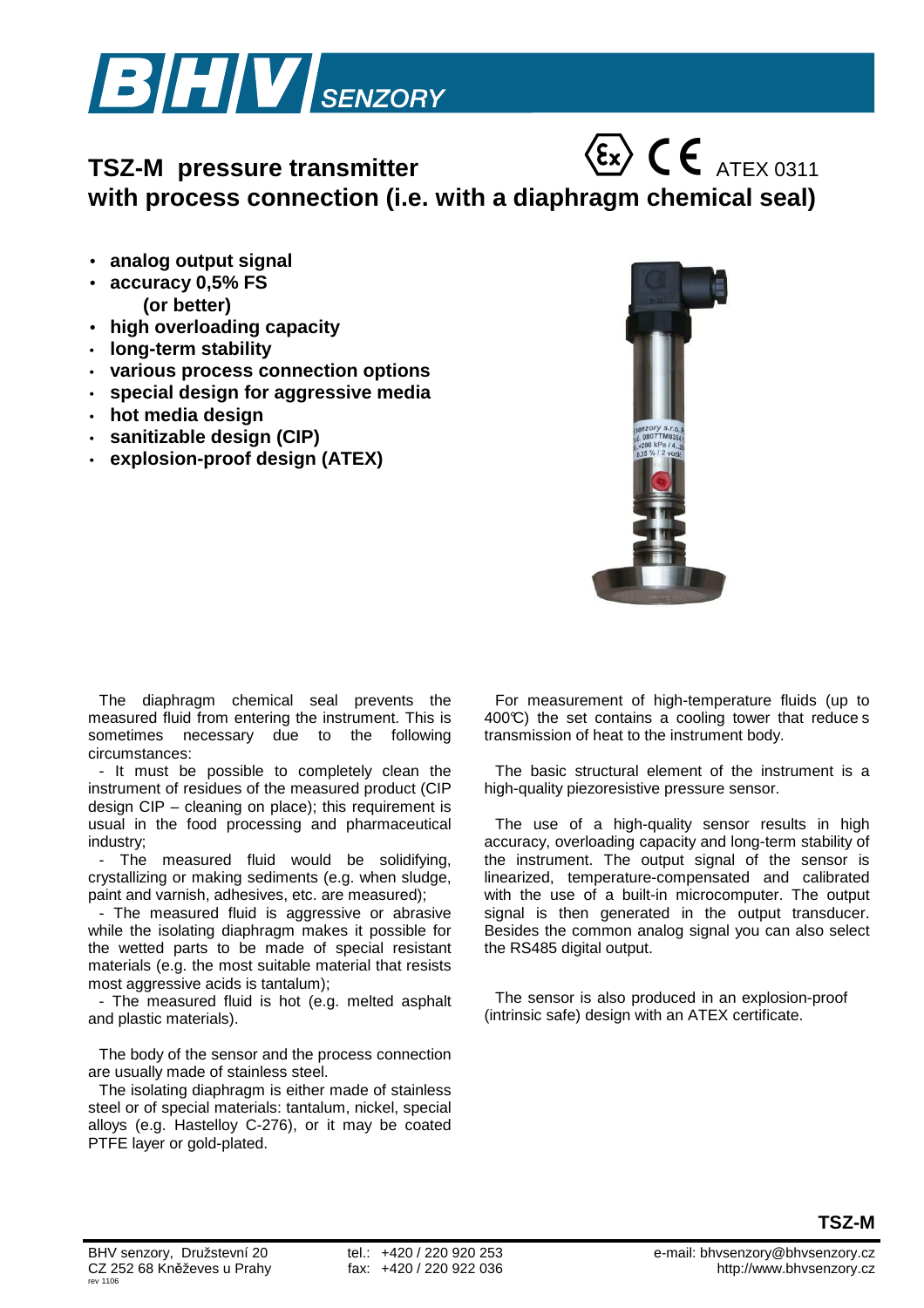# TSZ-M pressure transmitter with process connection (i.e. with a diaphragm chemical seal)

ATEX 0311

- **analog output signal**
- **accuracy 0,5% FS (or better)**
- **high overloading capacity**
- **long-term stability**
- **various process connection options**
- **special design for aggressive media**
- **hot media design**
- **sanitizable design (CIP)**
- **explosion-proof design (ATEX)**

The diaphragm chemical seal prevents the measured fluid from entering the instrument. This is sometimes necessary due to the following circumstances:

- It must be possible to completely clean the instrument of residues of the measured product (CIP design CIP – cleaning on place); this requirement is usual in the food processing and pharmaceutical industry;
- The measured fluid would be solidifying, crystallizing or making sediments (e.g. when sludge, paint and varnish, adhesives, etc. are measured);
- The measured fluid is aggressive or abrasive while the isolating diaphragm makes it possible for the wetted parts to be made of special resistant materials (e.g. the most suitable material that resists most aggressive acids is tantalum);
- The measured fluid is hot (e.g. melted asphalt and plastic materials).

The body of the sensor and the process connection are usually made of stainless steel.

The isolating diaphragm is either made of stainless steel or of special materials: tantalum, nickel, special alloys (e.g. Hastelloy C-276), or it may be coated PTFE layer or gold-plated.

For measurement of high-temperature fluids (up to 400°C) the set contains a cooling tower that reduces transmission of heat to the instrument body.

The basic structural element of the instrument is a high-quality piezoresistive pressure sensor.

The use of a high-quality sensor results in high accuracy, overloading capacity and long-term stability of the instrument. The output signal of the sensor is linearized, temperature-compensated and calibrated with the use of a built-in microcomputer. The output signal is then generated in the output transducer. Besides the common analog signal you can also select the RS485 digital output.

The sensor is also produced in an explosion-proof (intrinsic safe) design with an ATEX certificate.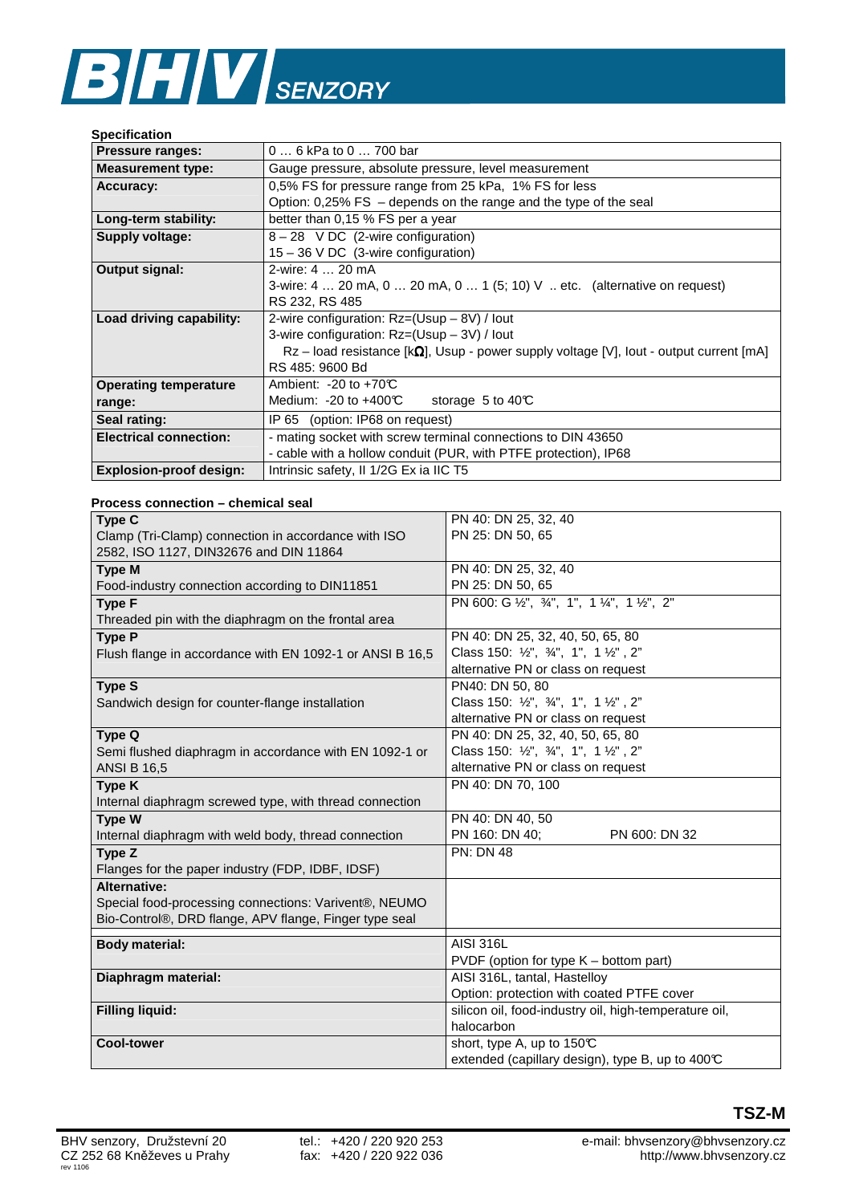**Specification**

| | |
|---|---|
| **Pressure ranges:** | 0 … 6 kPa to 0 … 700 bar |
| **Measurement type:** | Gauge pressure, absolute pressure, level measurement |
| **Accuracy:** | 0,5% FS for pressure range from 25 kPa, 1% FS for less<br>Option: 0,25% FS – depends on the range and the type of the seal |
| **Long-term stability:** | better than 0,15 % FS per a year |
| **Supply voltage:** | 8 – 28 V DC (2-wire configuration)<br>15 – 36 V DC (3-wire configuration) |
| **Output signal:** | 2-wire: 4 … 20 mA<br>3-wire: 4 … 20 mA, 0 … 20 mA, 0 … 1 (5; 10) V .. etc. (alternative on request)<br>RS 232, RS 485 |
| **Load driving capability:** | 2-wire configuration: Rz=(Usup – 8V) / Iout<br>3-wire configuration: Rz=(Usup – 3V) / Iout<br>Rz – load resistance [kΩ], Usup - power supply voltage [V], Iout - output current [mA]<br>RS 485: 9600 Bd |
| **Operating temperature range:** | Ambient: -20 to +70°C<br>Medium: -20 to +400°C storage 5 to 40°C |
| **Seal rating:** | IP 65 (option: IP68 on request) |
| **Electrical connection:** | - mating socket with screw terminal connections to DIN 43650<br>- cable with a hollow conduit (PUR, with PTFE protection), IP68 |
| **Explosion-proof design:** | Intrinsic safety, II 1/2G Ex ia IIC T5 |

**Process connection – chemical seal**

| | |
|---|---|
| **Type C**<br>Clamp (Tri-Clamp) connection in accordance with ISO 2582, ISO 1127, DIN32676 and DIN 11864 | PN 40: DN 25, 32, 40<br>PN 25: DN 50, 65 |
| **Type M**<br>Food-industry connection according to DIN11851 | PN 40: DN 25, 32, 40<br>PN 25: DN 50, 65 |
| **Type F**<br>Threaded pin with the diaphragm on the frontal area | PN 600: G ½", ¾", 1", 1 ¼", 1 ½", 2" |
| **Type P**<br>Flush flange in accordance with EN 1092-1 or ANSI B 16,5 | PN 40: DN 25, 32, 40, 50, 65, 80<br>Class 150: ½", ¾", 1", 1 ½" , 2"<br>alternative PN or class on request |
| **Type S**<br>Sandwich design for counter-flange installation | PN40: DN 50, 80<br>Class 150: ½", ¾", 1", 1 ½" , 2"<br>alternative PN or class on request |
| **Type Q**<br>Semi flushed diaphragm in accordance with EN 1092-1 or ANSI B 16,5 | PN 40: DN 25, 32, 40, 50, 65, 80<br>Class 150: ½", ¾", 1", 1 ½" , 2"<br>alternative PN or class on request |
| **Type K**<br>Internal diaphragm screwed type, with thread connection | PN 40: DN 70, 100 |
| **Type W**<br>Internal diaphragm with weld body, thread connection | PN 40: DN 40, 50<br>PN 160: DN 40; PN 600: DN 32 |
| **Type Z**<br>Flanges for the paper industry (FDP, IDBF, IDSF) | PN: DN 48 |
| **Alternative:**<br>Special food-processing connections: Varivent®, NEUMO Bio-Control®, DRD flange, APV flange, Finger type seal | |
| **Body material:** | AISI 316L<br>PVDF (option for type K – bottom part) |
| **Diaphragm material:** | AISI 316L, tantal, Hastelloy<br>Option: protection with coated PTFE cover |
| **Filling liquid:** | silicon oil, food-industry oil, high-temperature oil, halocarbon |
| **Cool-tower** | short, type A, up to 150°C<br>extended (capillary design), type B, up to 400°C |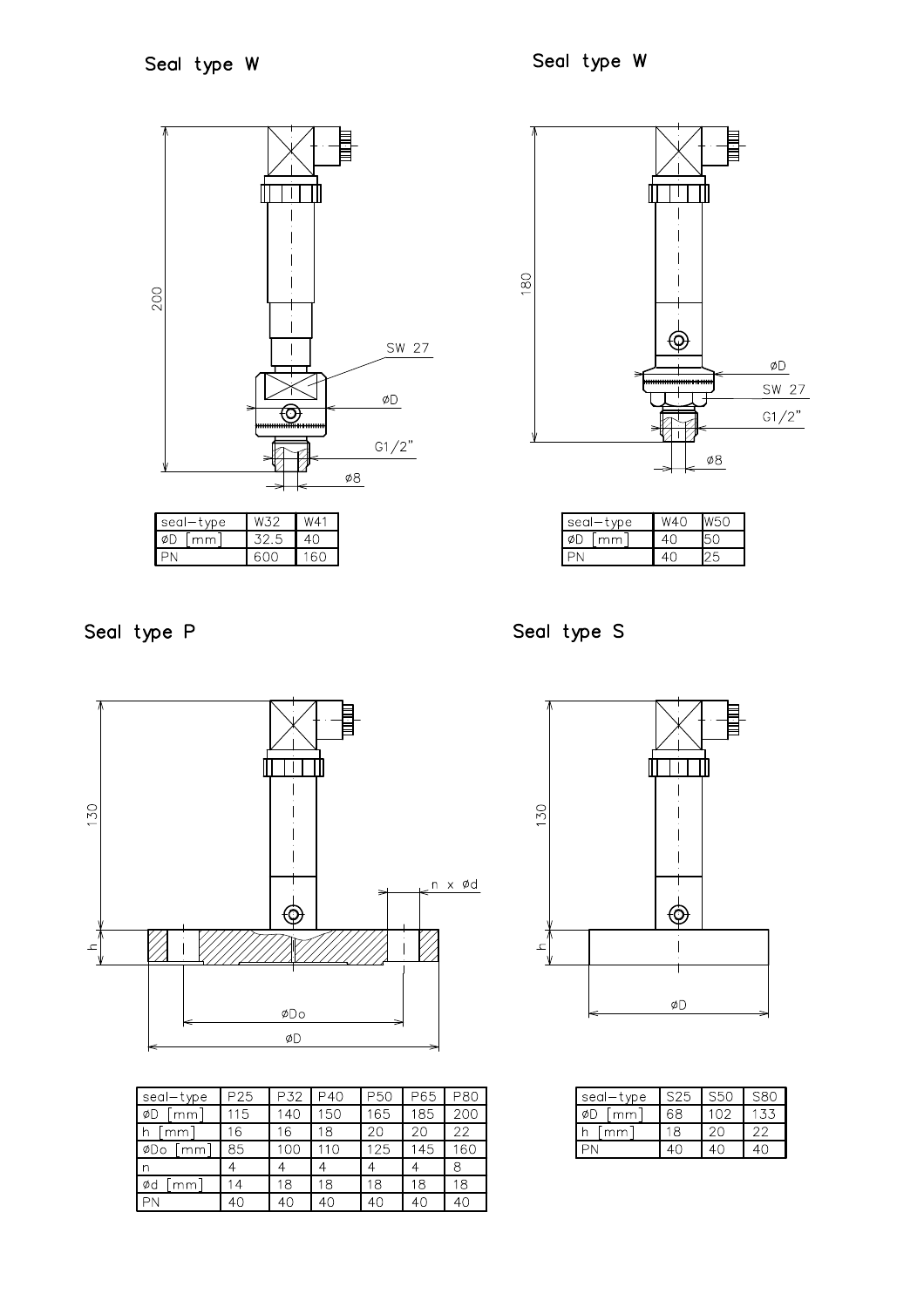## Seal type W

| seal–type | W32 | W41 |
|---|---|---|
| øD [mm] | 32.5 | 40 |
| PN | 600 | 160 |

## Seal type W

| seal–type | W40 | W50 |
|---|---|---|
| øD [mm] | 40 | 50 |
| PN | 40 | 25 |

## Seal type P

| seal–type | P25 | P32 | P40 | P50 | P65 | P80 |
|---|---|---|---|---|---|---|
| øD [mm] | 115 | 140 | 150 | 165 | 185 | 200 |
| h [mm] | 16 | 16 | 18 | 20 | 20 | 22 |
| øDo [mm] | 85 | 100 | 110 | 125 | 145 | 160 |
| n | 4 | 4 | 4 | 4 | 4 | 8 |
| ød [mm] | 14 | 18 | 18 | 18 | 18 | 18 |
| PN | 40 | 40 | 40 | 40 | 40 | 40 |

## Seal type S

| seal–type | S25 | S50 | S80 |
|---|---|---|---|
| øD [mm] | 68 | 102 | 133 |
| h [mm] | 18 | 20 | 22 |
| PN | 40 | 40 | 40 |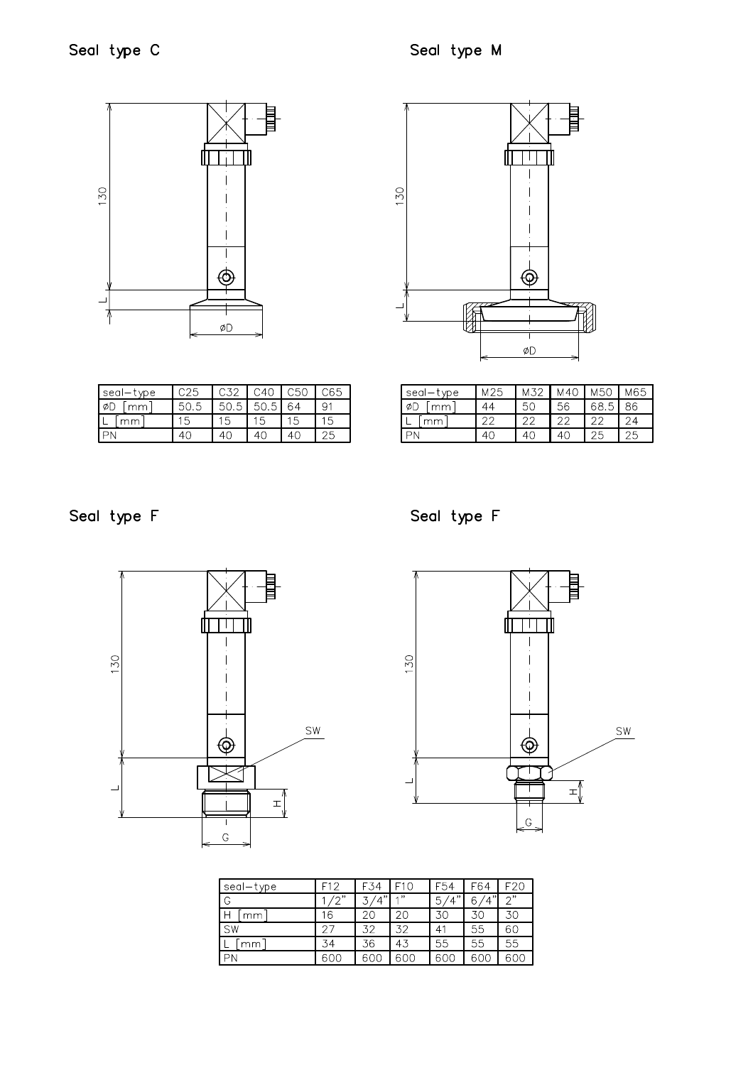## Seal type C

| seal–type | C25 | C32 | C40 | C50 | C65 |
|---|---|---|---|---|---|
| øD [mm] | 50.5 | 50.5 | 50.5 | 64 | 91 |
| L [mm] | 15 | 15 | 15 | 15 | 15 |
| PN | 40 | 40 | 40 | 40 | 25 |

## Seal type M

| seal–type | M25 | M32 | M40 | M50 | M65 |
|---|---|---|---|---|---|
| øD [mm] | 44 | 50 | 56 | 68.5 | 86 |
| L [mm] | 22 | 22 | 22 | 22 | 24 |
| PN | 40 | 40 | 40 | 25 | 25 |

## Seal type F

## Seal type F

| seal–type | F12 | F34 | F10 | F54 | F64 | F20 |
|---|---|---|---|---|---|---|
| G | 1/2" | 3/4" | 1" | 5/4" | 6/4" | 2" |
| H [mm] | 16 | 20 | 20 | 30 | 30 | 30 |
| SW | 27 | 32 | 32 | 41 | 55 | 60 |
| L [mm] | 34 | 36 | 43 | 55 | 55 | 55 |
| PN | 600 | 600 | 600 | 600 | 600 | 600 |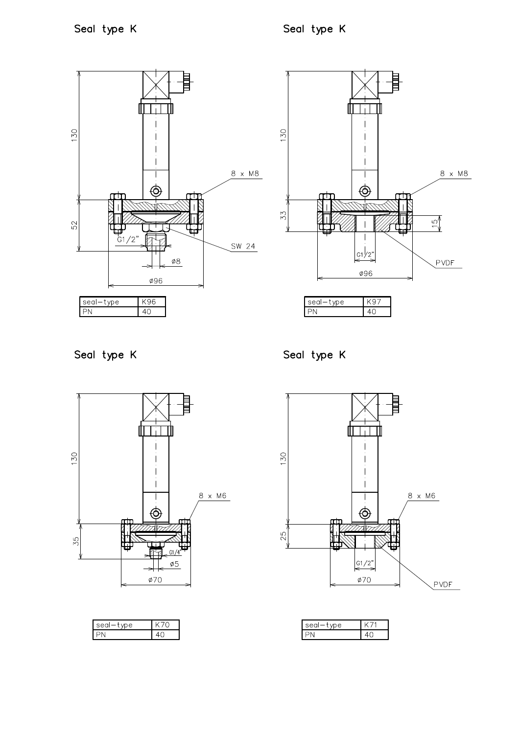## Seal type K

| seal-type | K96 |
|---|---|
| PN | 40 |

## Seal type K

| seal-type | K97 |
|---|---|
| PN | 40 |

## Seal type K

| seal-type | K70 |
|---|---|
| PN | 40 |

## Seal type K

| seal-type | K71 |
|---|---|
| PN | 40 |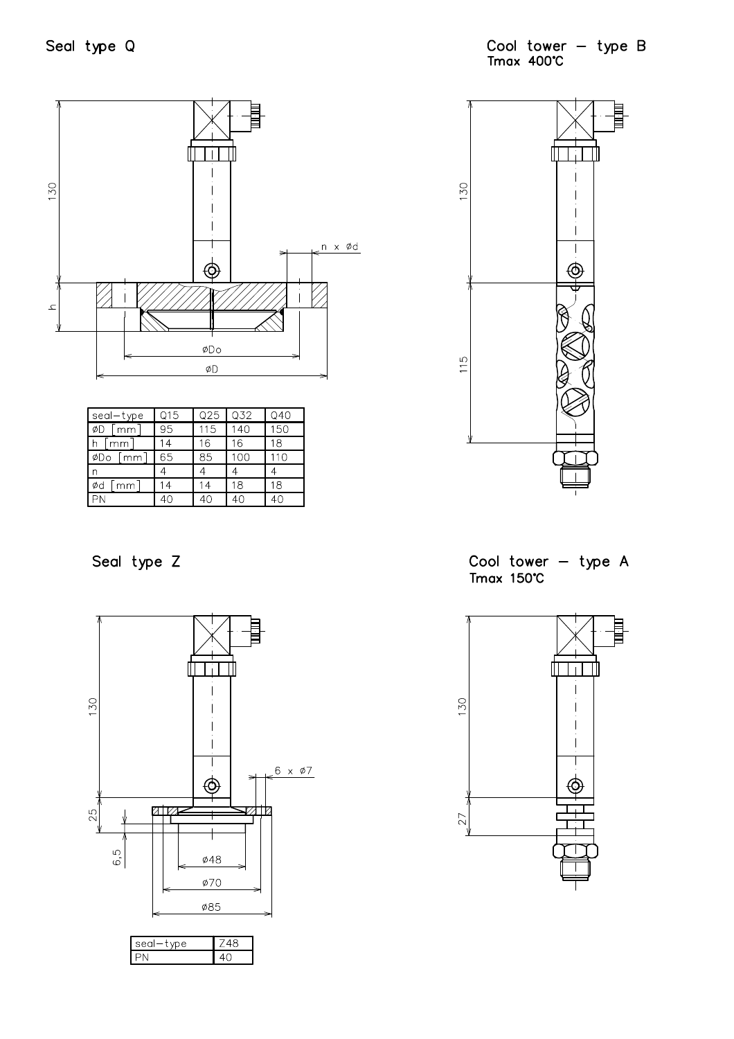## Seal type Q

130

h

n x ød

øDo

øD

| seal–type | Q15 | Q25 | Q32 | Q40 |
|---|---|---|---|---|
| øD [mm] | 95 | 115 | 140 | 150 |
| h [mm] | 14 | 16 | 16 | 18 |
| øDo [mm] | 65 | 85 | 100 | 110 |
| n | 4 | 4 | 4 | 4 |
| ød [mm] | 14 | 14 | 18 | 18 |
| PN | 40 | 40 | 40 | 40 |

## Cool tower – type B

Tmax 400°C

130

115

## Seal type Z

130

25

6,5

6 x ø7

ø48

ø70

ø85

| seal–type | Z48 |
|---|---|
| PN | 40 |

## Cool tower – type A

Tmax 150°C

130

27